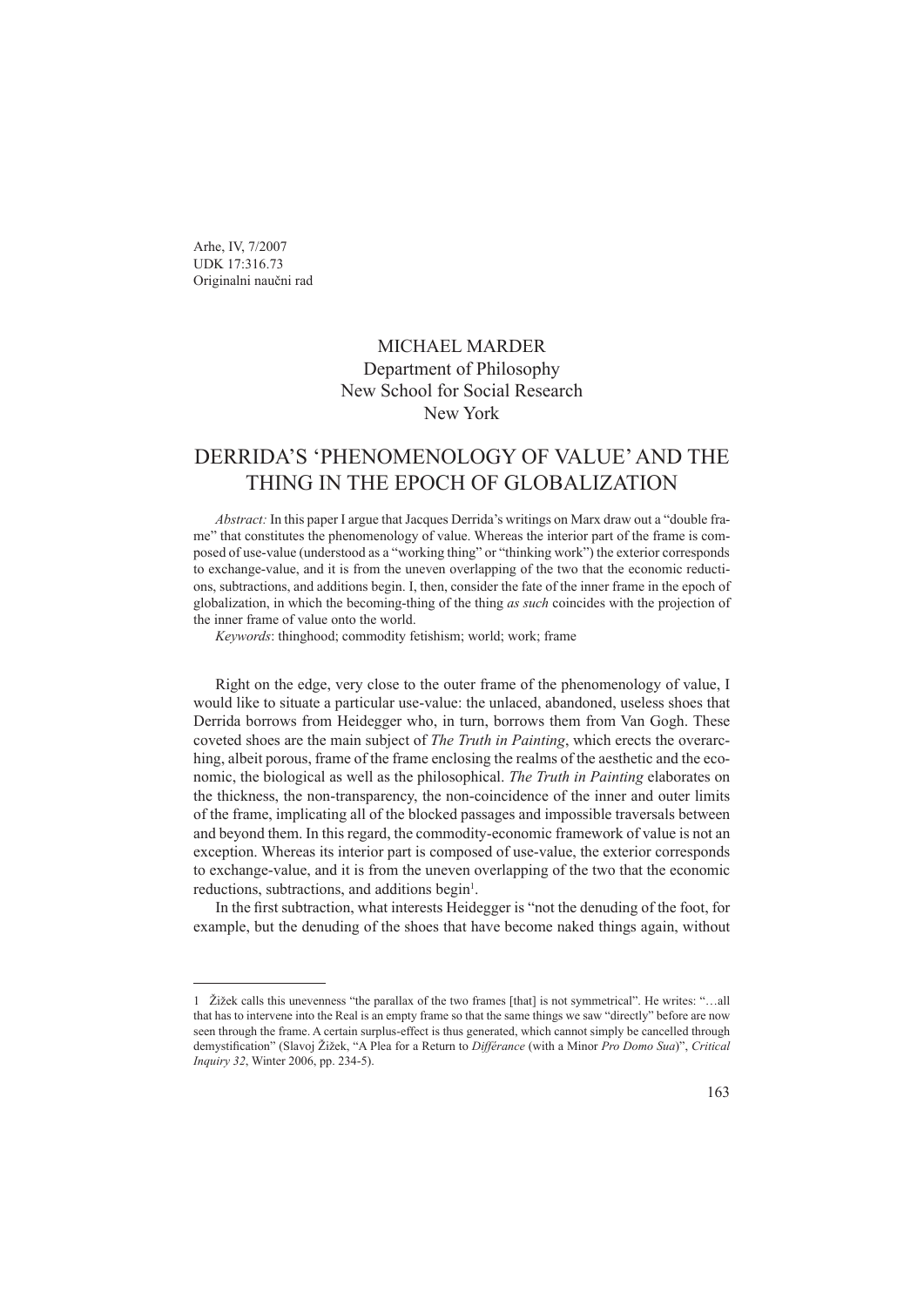Arhe, IV, 7/2007
UDK 17:316.73
Originalni naučni rad

MICHAEL MARDER
Department of Philosophy
New School for Social Research
New York

# DERRIDA'S 'PHENOMENOLOGY OF VALUE' AND THE THING IN THE EPOCH OF GLOBALIZATION

*Abstract:* In this paper I argue that Jacques Derrida's writings on Marx draw out a "double frame" that constitutes the phenomenology of value. Whereas the interior part of the frame is composed of use-value (understood as a "working thing" or "thinking work") the exterior corresponds to exchange-value, and it is from the uneven overlapping of the two that the economic reductions, subtractions, and additions begin. I, then, consider the fate of the inner frame in the epoch of globalization, in which the becoming-thing of the thing *as such* coincides with the projection of the inner frame of value onto the world.

*Keywords*: thinghood; commodity fetishism; world; work; frame

Right on the edge, very close to the outer frame of the phenomenology of value, I would like to situate a particular use-value: the unlaced, abandoned, useless shoes that Derrida borrows from Heidegger who, in turn, borrows them from Van Gogh. These coveted shoes are the main subject of *The Truth in Painting*, which erects the overarching, albeit porous, frame of the frame enclosing the realms of the aesthetic and the economic, the biological as well as the philosophical. *The Truth in Painting* elaborates on the thickness, the non-transparency, the non-coincidence of the inner and outer limits of the frame, implicating all of the blocked passages and impossible traversals between and beyond them. In this regard, the commodity-economic framework of value is not an exception. Whereas its interior part is composed of use-value, the exterior corresponds to exchange-value, and it is from the uneven overlapping of the two that the economic reductions, subtractions, and additions begin[1].

In the first subtraction, what interests Heidegger is "not the denuding of the foot, for example, but the denuding of the shoes that have become naked things again, without

---

1 Žižek calls this unevenness "the parallax of the two frames [that] is not symmetrical". He writes: "…all that has to intervene into the Real is an empty frame so that the same things we saw "directly" before are now seen through the frame. A certain surplus-effect is thus generated, which cannot simply be cancelled through demystification" (Slavoj Žižek, "A Plea for a Return to *Différance* (with a Minor *Pro Domo Sua*)", *Critical Inquiry 32*, Winter 2006, pp. 234-5).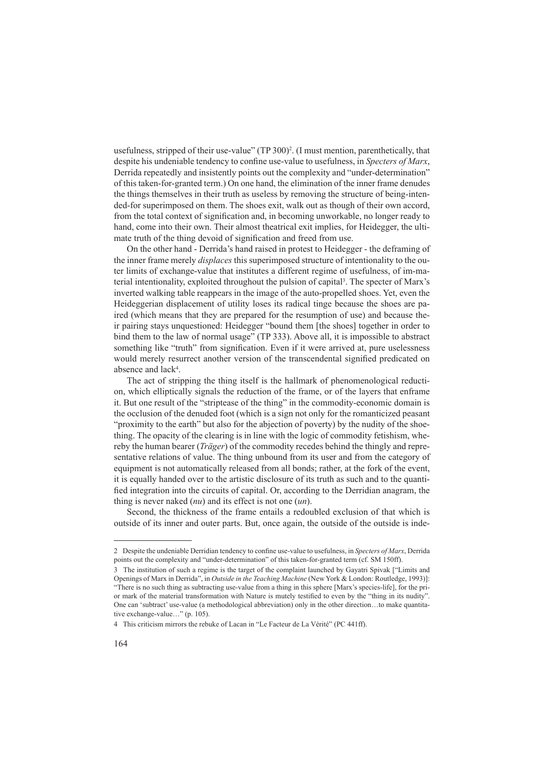usefulness, stripped of their use-value" (TP 300)[2]. (I must mention, parenthetically, that despite his undeniable tendency to confine use-value to usefulness, in *Specters of Marx*, Derrida repeatedly and insistently points out the complexity and "under-determination" of this taken-for-granted term.) On one hand, the elimination of the inner frame denudes the things themselves in their truth as useless by removing the structure of being-intended-for superimposed on them. The shoes exit, walk out as though of their own accord, from the total context of signification and, in becoming unworkable, no longer ready to hand, come into their own. Their almost theatrical exit implies, for Heidegger, the ultimate truth of the thing devoid of signification and freed from use.

On the other hand - Derrida's hand raised in protest to Heidegger - the deframing of the inner frame merely *displaces* this superimposed structure of intentionality to the outer limits of exchange-value that institutes a different regime of usefulness, of im-material intentionality, exploited throughout the pulsion of capital[3]. The specter of Marx's inverted walking table reappears in the image of the auto-propelled shoes. Yet, even the Heideggerian displacement of utility loses its radical tinge because the shoes are paired (which means that they are prepared for the resumption of use) and because their pairing stays unquestioned: Heidegger "bound them [the shoes] together in order to bind them to the law of normal usage" (TP 333). Above all, it is impossible to abstract something like "truth" from signification. Even if it were arrived at, pure uselessness would merely resurrect another version of the transcendental signified predicated on absence and lack[4].

The act of stripping the thing itself is the hallmark of phenomenological reduction, which elliptically signals the reduction of the frame, or of the layers that enframe it. But one result of the "striptease of the thing" in the commodity-economic domain is the occlusion of the denuded foot (which is a sign not only for the romanticized peasant "proximity to the earth" but also for the abjection of poverty) by the nudity of the shoe-thing. The opacity of the clearing is in line with the logic of commodity fetishism, whereby the human bearer (*Träger*) of the commodity recedes behind the thingly and representative relations of value. The thing unbound from its user and from the category of equipment is not automatically released from all bonds; rather, at the fork of the event, it is equally handed over to the artistic disclosure of its truth as such and to the quantified integration into the circuits of capital. Or, according to the Derridian anagram, the thing is never naked (*nu*) and its effect is not one (*un*).

Second, the thickness of the frame entails a redoubled exclusion of that which is outside of its inner and outer parts. But, once again, the outside of the outside is inde-

---

2 Despite the undeniable Derridian tendency to confine use-value to usefulness, in *Specters of Marx*, Derrida points out the complexity and "under-determination" of this taken-for-granted term (cf. SM 150ff).

3 The institution of such a regime is the target of the complaint launched by Gayatri Spivak ["Limits and Openings of Marx in Derrida", in *Outside in the Teaching Machine* (New York & London: Routledge, 1993)]: "There is no such thing as subtracting use-value from a thing in this sphere [Marx's species-life], for the prior mark of the material transformation with Nature is mutely testified to even by the "thing in its nudity". One can 'subtract' use-value (a methodological abbreviation) only in the other direction…to make quantitative exchange-value…" (p. 105).

4 This criticism mirrors the rebuke of Lacan in "Le Facteur de La Vérité" (PC 441ff).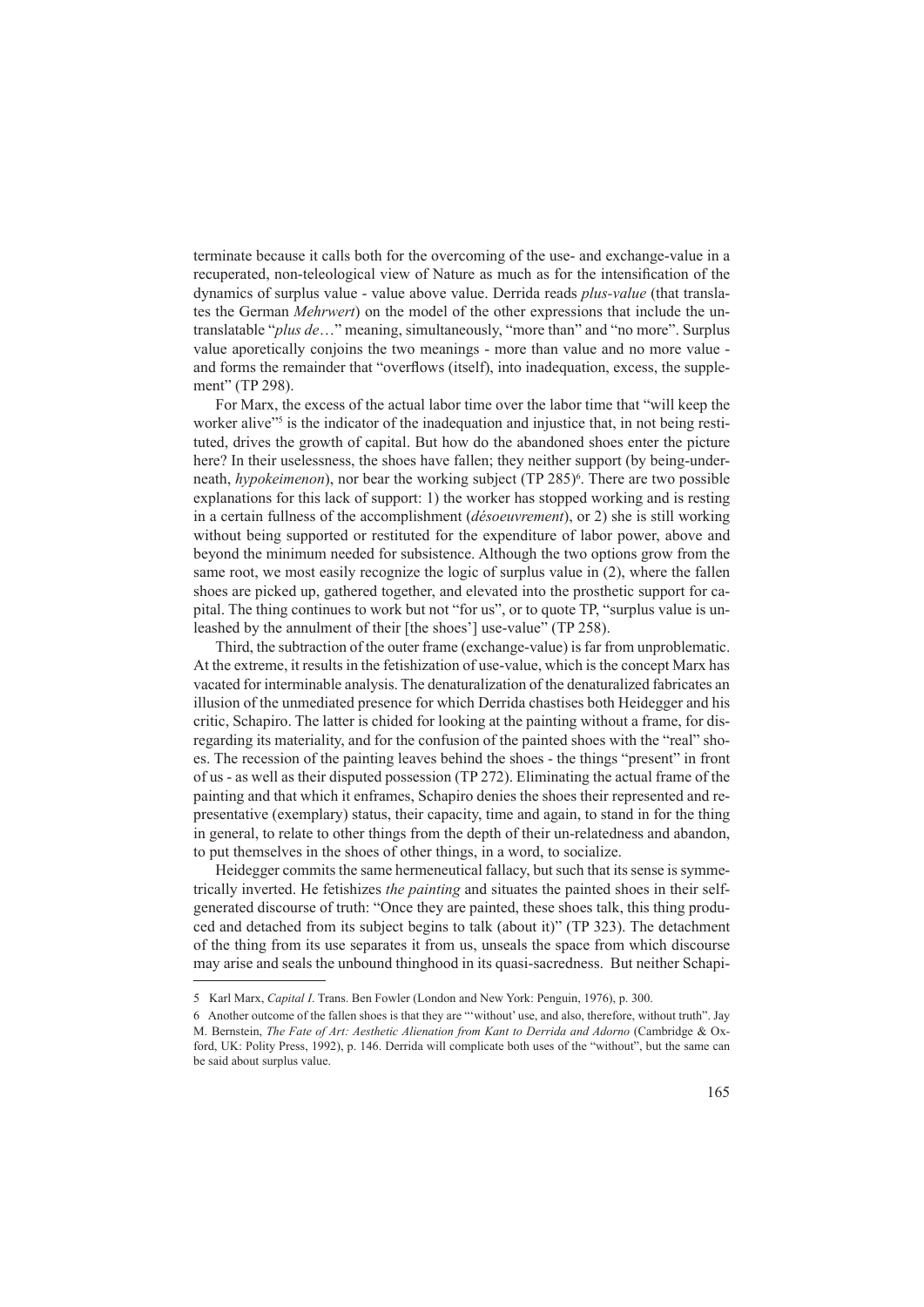terminate because it calls both for the overcoming of the use- and exchange-value in a recuperated, non-teleological view of Nature as much as for the intensification of the dynamics of surplus value - value above value. Derrida reads *plus-value* (that translates the German *Mehrwert*) on the model of the other expressions that include the untranslatable "*plus de*…" meaning, simultaneously, "more than" and "no more". Surplus value aporetically conjoins the two meanings - more than value and no more value - and forms the remainder that "overflows (itself), into inadequation, excess, the supplement" (TP 298).

For Marx, the excess of the actual labor time over the labor time that "will keep the worker alive"[5] is the indicator of the inadequation and injustice that, in not being restituted, drives the growth of capital. But how do the abandoned shoes enter the picture here? In their uselessness, the shoes have fallen; they neither support (by being-underneath, *hypokeimenon*), nor bear the working subject (TP 285)[6]. There are two possible explanations for this lack of support: 1) the worker has stopped working and is resting in a certain fullness of the accomplishment (*désoeuvrement*), or 2) she is still working without being supported or restituted for the expenditure of labor power, above and beyond the minimum needed for subsistence. Although the two options grow from the same root, we most easily recognize the logic of surplus value in (2), where the fallen shoes are picked up, gathered together, and elevated into the prosthetic support for capital. The thing continues to work but not "for us", or to quote TP, "surplus value is unleashed by the annulment of their [the shoes'] use-value" (TP 258).

Third, the subtraction of the outer frame (exchange-value) is far from unproblematic. At the extreme, it results in the fetishization of use-value, which is the concept Marx has vacated for interminable analysis. The denaturalization of the denaturalized fabricates an illusion of the unmediated presence for which Derrida chastises both Heidegger and his critic, Schapiro. The latter is chided for looking at the painting without a frame, for disregarding its materiality, and for the confusion of the painted shoes with the "real" shoes. The recession of the painting leaves behind the shoes - the things "present" in front of us - as well as their disputed possession (TP 272). Eliminating the actual frame of the painting and that which it enframes, Schapiro denies the shoes their represented and representative (exemplary) status, their capacity, time and again, to stand in for the thing in general, to relate to other things from the depth of their un-relatedness and abandon, to put themselves in the shoes of other things, in a word, to socialize.

Heidegger commits the same hermeneutical fallacy, but such that its sense is symmetrically inverted. He fetishizes *the painting* and situates the painted shoes in their self-generated discourse of truth: "Once they are painted, these shoes talk, this thing produced and detached from its subject begins to talk (about it)" (TP 323). The detachment of the thing from its use separates it from us, unseals the space from which discourse may arise and seals the unbound thinghood in its quasi-sacredness. But neither Schapi-

---

5 Karl Marx, *Capital I*. Trans. Ben Fowler (London and New York: Penguin, 1976), p. 300.

6 Another outcome of the fallen shoes is that they are "'without' use, and also, therefore, without truth". Jay M. Bernstein, *The Fate of Art: Aesthetic Alienation from Kant to Derrida and Adorno* (Cambridge & Oxford, UK: Polity Press, 1992), p. 146. Derrida will complicate both uses of the "without", but the same can be said about surplus value.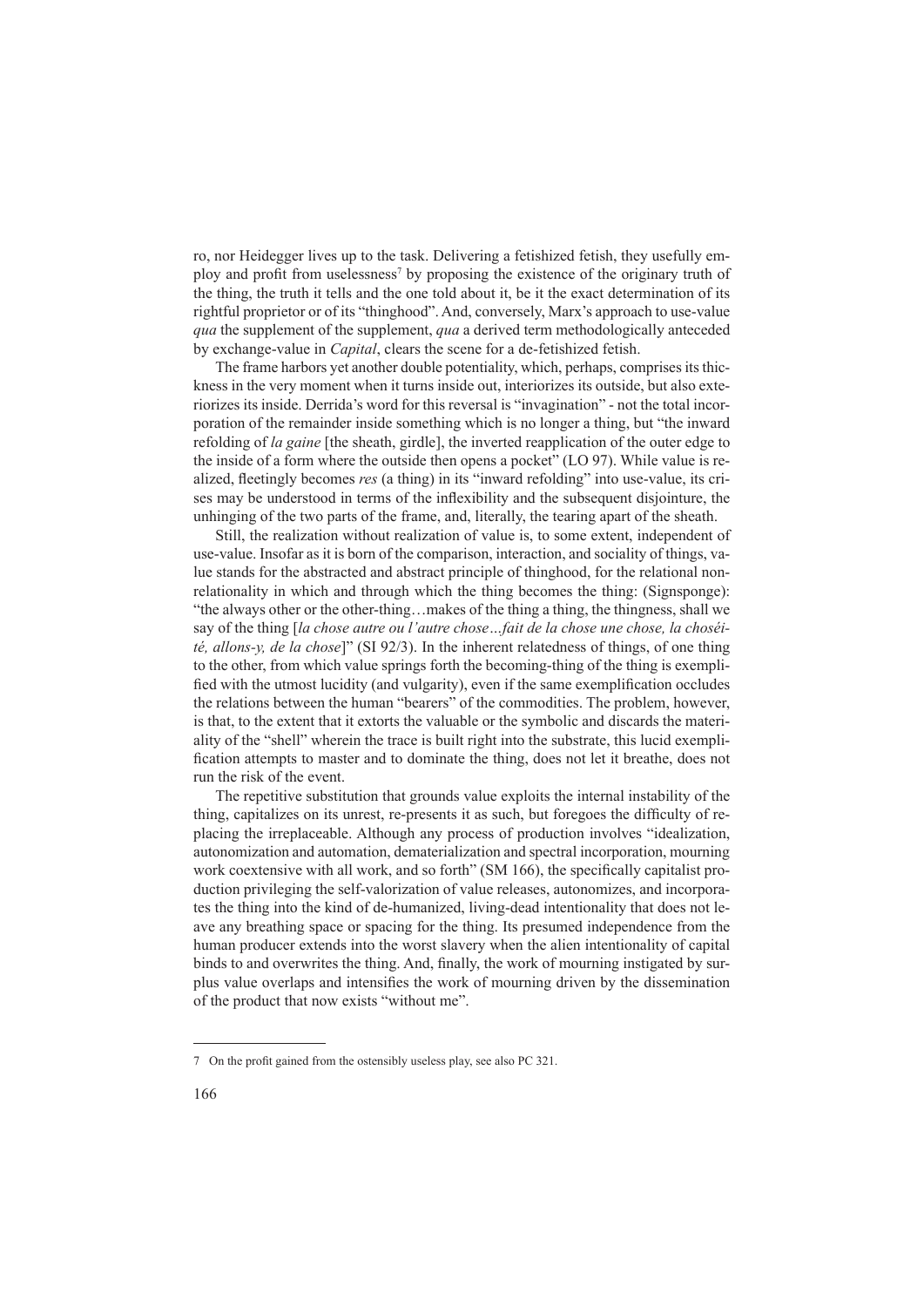ro, nor Heidegger lives up to the task. Delivering a fetishized fetish, they usefully employ and profit from uselessness[7] by proposing the existence of the originary truth of the thing, the truth it tells and the one told about it, be it the exact determination of its rightful proprietor or of its "thinghood". And, conversely, Marx's approach to use-value *qua* the supplement of the supplement, *qua* a derived term methodologically anteceded by exchange-value in *Capital*, clears the scene for a de-fetishized fetish.

The frame harbors yet another double potentiality, which, perhaps, comprises its thickness in the very moment when it turns inside out, interiorizes its outside, but also exteriorizes its inside. Derrida's word for this reversal is "invagination" - not the total incorporation of the remainder inside something which is no longer a thing, but "the inward refolding of *la gaine* [the sheath, girdle], the inverted reapplication of the outer edge to the inside of a form where the outside then opens a pocket" (LO 97). While value is realized, fleetingly becomes *res* (a thing) in its "inward refolding" into use-value, its crises may be understood in terms of the inflexibility and the subsequent disjointure, the unhinging of the two parts of the frame, and, literally, the tearing apart of the sheath.

Still, the realization without realization of value is, to some extent, independent of use-value. Insofar as it is born of the comparison, interaction, and sociality of things, value stands for the abstracted and abstract principle of thinghood, for the relational non-relationality in which and through which the thing becomes the thing: (Signsponge): "the always other or the other-thing…makes of the thing a thing, the thingness, shall we say of the thing [*la chose autre ou l'autre chose…fait de la chose une chose, la choséité, allons-y, de la chose*]" (SI 92/3). In the inherent relatedness of things, of one thing to the other, from which value springs forth the becoming-thing of the thing is exemplified with the utmost lucidity (and vulgarity), even if the same exemplification occludes the relations between the human "bearers" of the commodities. The problem, however, is that, to the extent that it extorts the valuable or the symbolic and discards the materiality of the "shell" wherein the trace is built right into the substrate, this lucid exemplification attempts to master and to dominate the thing, does not let it breathe, does not run the risk of the event.

The repetitive substitution that grounds value exploits the internal instability of the thing, capitalizes on its unrest, re-presents it as such, but foregoes the difficulty of replacing the irreplaceable. Although any process of production involves "idealization, autonomization and automation, dematerialization and spectral incorporation, mourning work coextensive with all work, and so forth" (SM 166), the specifically capitalist production privileging the self-valorization of value releases, autonomizes, and incorporates the thing into the kind of de-humanized, living-dead intentionality that does not leave any breathing space or spacing for the thing. Its presumed independence from the human producer extends into the worst slavery when the alien intentionality of capital binds to and overwrites the thing. And, finally, the work of mourning instigated by surplus value overlaps and intensifies the work of mourning driven by the dissemination of the product that now exists "without me".

7 On the profit gained from the ostensibly useless play, see also PC 321.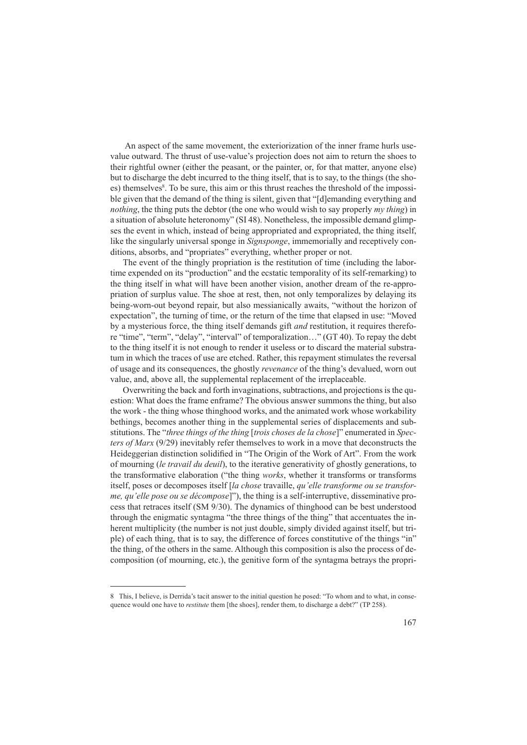An aspect of the same movement, the exteriorization of the inner frame hurls use-value outward. The thrust of use-value's projection does not aim to return the shoes to their rightful owner (either the peasant, or the painter, or, for that matter, anyone else) but to discharge the debt incurred to the thing itself, that is to say, to the things (the shoes) themselves[8]. To be sure, this aim or this thrust reaches the threshold of the impossible given that the demand of the thing is silent, given that "[d]emanding everything and *nothing*, the thing puts the debtor (the one who would wish to say properly *my thing*) in a situation of absolute heteronomy" (SI 48). Nonetheless, the impossible demand glimpses the event in which, instead of being appropriated and expropriated, the thing itself, like the singularly universal sponge in *Signsponge*, immemorially and receptively conditions, absorbs, and "propriates" everything, whether proper or not.

The event of the thingly propriation is the restitution of time (including the labor-time expended on its "production" and the ecstatic temporality of its self-remarking) to the thing itself in what will have been another vision, another dream of the re-appropriation of surplus value. The shoe at rest, then, not only temporalizes by delaying its being-worn-out beyond repair, but also messianically awaits, "without the horizon of expectation", the turning of time, or the return of the time that elapsed in use: "Moved by a mysterious force, the thing itself demands gift *and* restitution, it requires therefore "time", "term", "delay", "interval" of temporalization…" (GT 40). To repay the debt to the thing itself it is not enough to render it useless or to discard the material substratum in which the traces of use are etched. Rather, this repayment stimulates the reversal of usage and its consequences, the ghostly *revenance* of the thing's devalued, worn out value, and, above all, the supplemental replacement of the irreplaceable.

Overwriting the back and forth invaginations, subtractions, and projections is the question: What does the frame enframe? The obvious answer summons the thing, but also the work - the thing whose thinghood works, and the animated work whose workability bethings, becomes another thing in the supplemental series of displacements and substitutions. The "*three things of the thing* [*trois choses de la chose*]" enumerated in *Specters of Marx* (9/29) inevitably refer themselves to work in a move that deconstructs the Heideggerian distinction solidified in "The Origin of the Work of Art". From the work of mourning (*le travail du deuil*), to the iterative generativity of ghostly generations, to the transformative elaboration ("the thing *works*, whether it transforms or transforms itself, poses or decomposes itself [*la chose* travaille, *qu'elle transforme ou se transforme, qu'elle pose ou se décompose*]"), the thing is a self-interruptive, disseminative process that retraces itself (SM 9/30). The dynamics of thinghood can be best understood through the enigmatic syntagma "the three things of the thing" that accentuates the inherent multiplicity (the number is not just double, simply divided against itself, but triple) of each thing, that is to say, the difference of forces constitutive of the things "in" the thing, of the others in the same. Although this composition is also the process of decomposition (of mourning, etc.), the genitive form of the syntagma betrays the propri-

---

[8] This, I believe, is Derrida's tacit answer to the initial question he posed: "To whom and to what, in consequence would one have to *restitute* them [the shoes], render them, to discharge a debt?" (TP 258).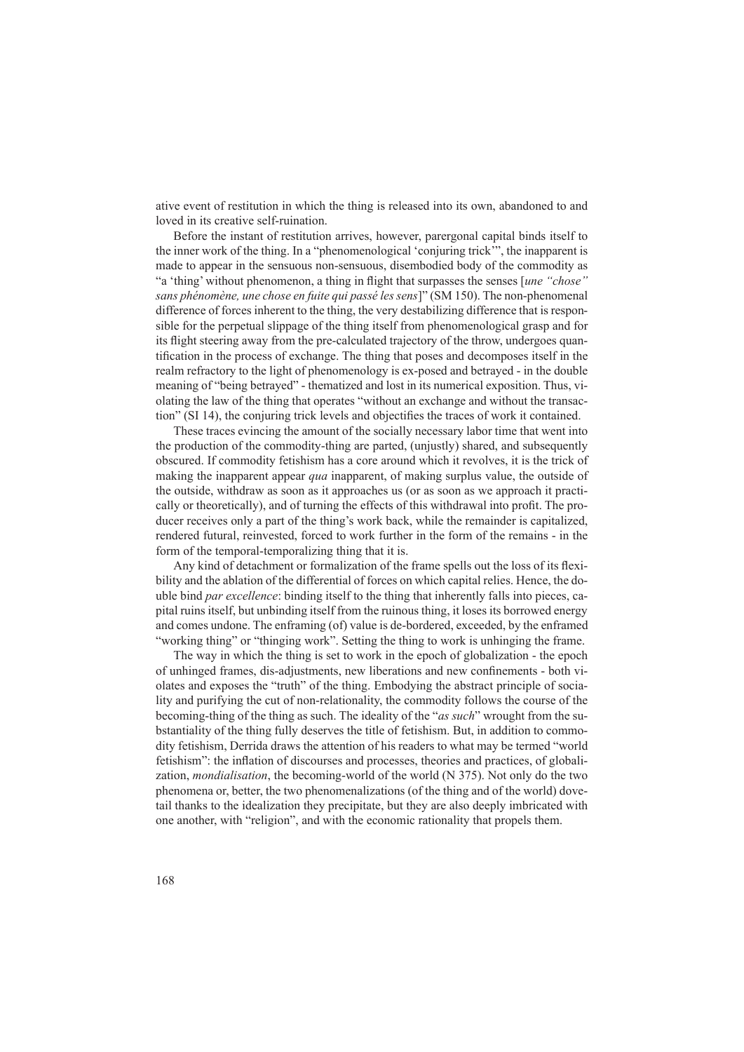ative event of restitution in which the thing is released into its own, abandoned to and loved in its creative self-ruination.

Before the instant of restitution arrives, however, parergonal capital binds itself to the inner work of the thing. In a "phenomenological 'conjuring trick'", the inapparent is made to appear in the sensuous non-sensuous, disembodied body of the commodity as "a 'thing' without phenomenon, a thing in flight that surpasses the senses [*une "chose" sans phénomène, une chose en fuite qui passé les sens*]" (SM 150). The non-phenomenal difference of forces inherent to the thing, the very destabilizing difference that is responsible for the perpetual slippage of the thing itself from phenomenological grasp and for its flight steering away from the pre-calculated trajectory of the throw, undergoes quantification in the process of exchange. The thing that poses and decomposes itself in the realm refractory to the light of phenomenology is ex-posed and betrayed - in the double meaning of "being betrayed" - thematized and lost in its numerical exposition. Thus, violating the law of the thing that operates "without an exchange and without the transaction" (SI 14), the conjuring trick levels and objectifies the traces of work it contained.

These traces evincing the amount of the socially necessary labor time that went into the production of the commodity-thing are parted, (unjustly) shared, and subsequently obscured. If commodity fetishism has a core around which it revolves, it is the trick of making the inapparent appear *qua* inapparent, of making surplus value, the outside of the outside, withdraw as soon as it approaches us (or as soon as we approach it practically or theoretically), and of turning the effects of this withdrawal into profit. The producer receives only a part of the thing's work back, while the remainder is capitalized, rendered futural, reinvested, forced to work further in the form of the remains - in the form of the temporal-temporalizing thing that it is.

Any kind of detachment or formalization of the frame spells out the loss of its flexibility and the ablation of the differential of forces on which capital relies. Hence, the double bind *par excellence*: binding itself to the thing that inherently falls into pieces, capital ruins itself, but unbinding itself from the ruinous thing, it loses its borrowed energy and comes undone. The enframing (of) value is de-bordered, exceeded, by the enframed "working thing" or "thinging work". Setting the thing to work is unhinging the frame.

The way in which the thing is set to work in the epoch of globalization - the epoch of unhinged frames, dis-adjustments, new liberations and new confinements - both violates and exposes the "truth" of the thing. Embodying the abstract principle of sociality and purifying the cut of non-relationality, the commodity follows the course of the becoming-thing of the thing as such. The ideality of the "*as such*" wrought from the substantiality of the thing fully deserves the title of fetishism. But, in addition to commodity fetishism, Derrida draws the attention of his readers to what may be termed "world fetishism": the inflation of discourses and processes, theories and practices, of globalization, *mondialisation*, the becoming-world of the world (N 375). Not only do the two phenomena or, better, the two phenomenalizations (of the thing and of the world) dovetail thanks to the idealization they precipitate, but they are also deeply imbricated with one another, with "religion", and with the economic rationality that propels them.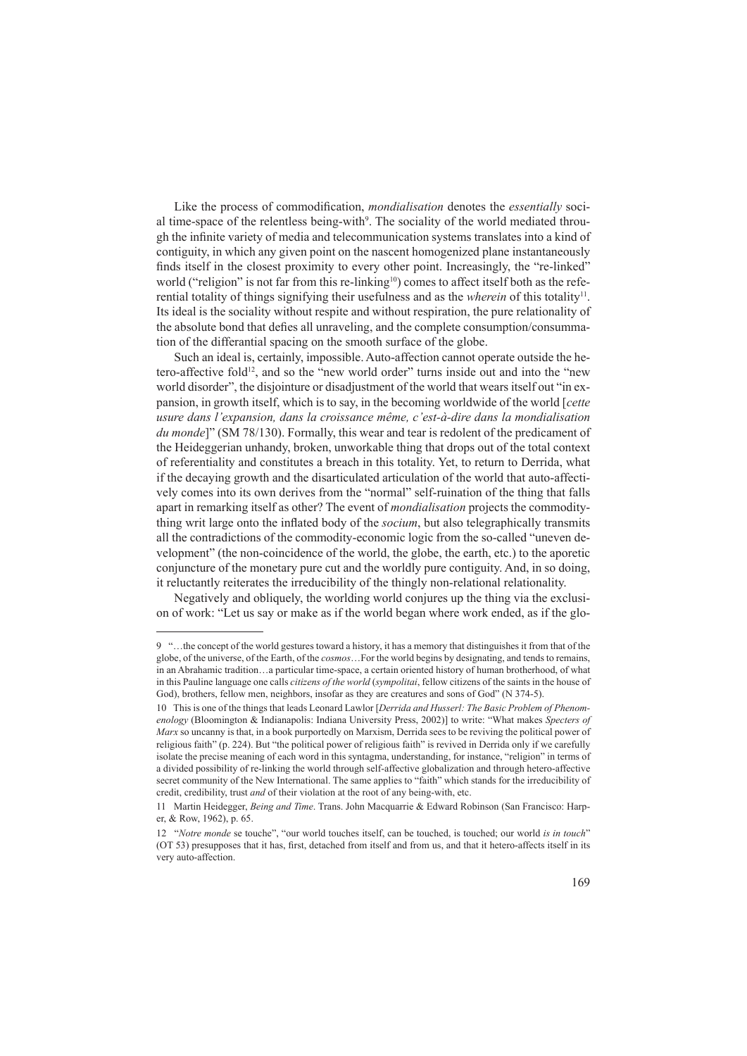Like the process of commodification, *mondialisation* denotes the *essentially* social time-space of the relentless being-with[9]. The sociality of the world mediated through the infinite variety of media and telecommunication systems translates into a kind of contiguity, in which any given point on the nascent homogenized plane instantaneously finds itself in the closest proximity to every other point. Increasingly, the "re-linked" world ("religion" is not far from this re-linking[10]) comes to affect itself both as the referential totality of things signifying their usefulness and as the *wherein* of this totality[11]. Its ideal is the sociality without respite and without respiration, the pure relationality of the absolute bond that defies all unraveling, and the complete consumption/consummation of the differantial spacing on the smooth surface of the globe.

Such an ideal is, certainly, impossible. Auto-affection cannot operate outside the hetero-affective fold[12], and so the "new world order" turns inside out and into the "new world disorder", the disjointure or disadjustment of the world that wears itself out "in expansion, in growth itself, which is to say, in the becoming worldwide of the world [*cette usure dans l'expansion, dans la croissance même, c'est-à-dire dans la mondialisation du monde*]" (SM 78/130). Formally, this wear and tear is redolent of the predicament of the Heideggerian unhandy, broken, unworkable thing that drops out of the total context of referentiality and constitutes a breach in this totality. Yet, to return to Derrida, what if the decaying growth and the disarticulated articulation of the world that auto-affectively comes into its own derives from the "normal" self-ruination of the thing that falls apart in remarking itself as other? The event of *mondialisation* projects the commodity-thing writ large onto the inflated body of the *socium*, but also telegraphically transmits all the contradictions of the commodity-economic logic from the so-called "uneven development" (the non-coincidence of the world, the globe, the earth, etc.) to the aporetic conjuncture of the monetary pure cut and the worldly pure contiguity. And, in so doing, it reluctantly reiterates the irreducibility of the thingly non-relational relationality.

Negatively and obliquely, the worlding world conjures up the thing via the exclusion of work: "Let us say or make as if the world began where work ended, as if the glo-

---

9 "…the concept of the world gestures toward a history, it has a memory that distinguishes it from that of the globe, of the universe, of the Earth, of the *cosmos*…For the world begins by designating, and tends to remains, in an Abrahamic tradition…a particular time-space, a certain oriented history of human brotherhood, of what in this Pauline language one calls *citizens of the world* (*sympolitai*, fellow citizens of the saints in the house of God), brothers, fellow men, neighbors, insofar as they are creatures and sons of God" (N 374-5).

10 This is one of the things that leads Leonard Lawlor [*Derrida and Husserl: The Basic Problem of Phenomenology* (Bloomington & Indianapolis: Indiana University Press, 2002)] to write: "What makes *Specters of Marx* so uncanny is that, in a book purportedly on Marxism, Derrida sees to be reviving the political power of religious faith" (p. 224). But "the political power of religious faith" is revived in Derrida only if we carefully isolate the precise meaning of each word in this syntagma, understanding, for instance, "religion" in terms of a divided possibility of re-linking the world through self-affective globalization and through hetero-affective secret community of the New International. The same applies to "faith" which stands for the irreducibility of credit, credibility, trust *and* of their violation at the root of any being-with, etc.

11 Martin Heidegger, *Being and Time*. Trans. John Macquarrie & Edward Robinson (San Francisco: Harper, & Row, 1962), p. 65.

12 "*Notre monde* se touche", "our world touches itself, can be touched, is touched; our world *is in touch*" (OT 53) presupposes that it has, first, detached from itself and from us, and that it hetero-affects itself in its very auto-affection.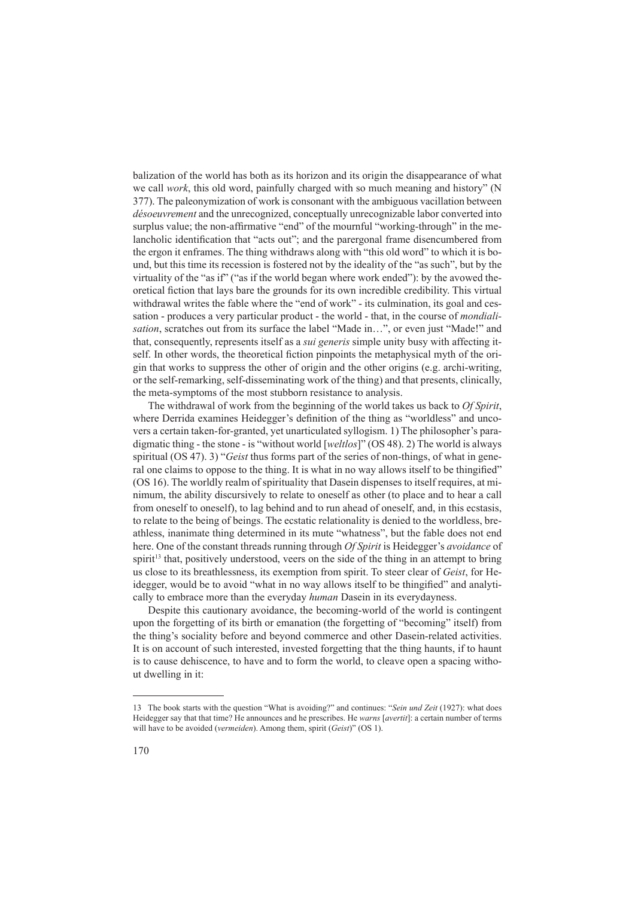balization of the world has both as its horizon and its origin the disappearance of what we call *work*, this old word, painfully charged with so much meaning and history" (N 377). The paleonymization of work is consonant with the ambiguous vacillation between *désoeuvrement* and the unrecognized, conceptually unrecognizable labor converted into surplus value; the non-affirmative "end" of the mournful "working-through" in the melancholic identification that "acts out"; and the parergonal frame disencumbered from the ergon it enframes. The thing withdraws along with "this old word" to which it is bound, but this time its recession is fostered not by the ideality of the "as such", but by the virtuality of the "as if" ("as if the world began where work ended"): by the avowed theoretical fiction that lays bare the grounds for its own incredible credibility. This virtual withdrawal writes the fable where the "end of work" - its culmination, its goal and cessation - produces a very particular product - the world - that, in the course of *mondialisation*, scratches out from its surface the label "Made in…", or even just "Made!" and that, consequently, represents itself as a *sui generis* simple unity busy with affecting itself. In other words, the theoretical fiction pinpoints the metaphysical myth of the origin that works to suppress the other of origin and the other origins (e.g. archi-writing, or the self-remarking, self-disseminating work of the thing) and that presents, clinically, the meta-symptoms of the most stubborn resistance to analysis.

The withdrawal of work from the beginning of the world takes us back to *Of Spirit*, where Derrida examines Heidegger's definition of the thing as "worldless" and uncovers a certain taken-for-granted, yet unarticulated syllogism. 1) The philosopher's paradigmatic thing - the stone - is "without world [*weltlos*]" (OS 48). 2) The world is always spiritual (OS 47). 3) "*Geist* thus forms part of the series of non-things, of what in general one claims to oppose to the thing. It is what in no way allows itself to be thingified" (OS 16). The worldly realm of spirituality that Dasein dispenses to itself requires, at minimum, the ability discursively to relate to oneself as other (to place and to hear a call from oneself to oneself), to lag behind and to run ahead of oneself, and, in this ecstasis, to relate to the being of beings. The ecstatic relationality is denied to the worldless, breathless, inanimate thing determined in its mute "whatness", but the fable does not end here. One of the constant threads running through *Of Spirit* is Heidegger's *avoidance* of spirit[13] that, positively understood, veers on the side of the thing in an attempt to bring us close to its breathlessness, its exemption from spirit. To steer clear of *Geist*, for Heidegger, would be to avoid "what in no way allows itself to be thingified" and analytically to embrace more than the everyday *human* Dasein in its everydayness.

Despite this cautionary avoidance, the becoming-world of the world is contingent upon the forgetting of its birth or emanation (the forgetting of "becoming" itself) from the thing's sociality before and beyond commerce and other Dasein-related activities. It is on account of such interested, invested forgetting that the thing haunts, if to haunt is to cause dehiscence, to have and to form the world, to cleave open a spacing without dwelling in it:

---

13 The book starts with the question "What is avoiding?" and continues: "*Sein und Zeit* (1927): what does Heidegger say that that time? He announces and he prescribes. He *warns* [*avertit*]: a certain number of terms will have to be avoided (*vermeiden*). Among them, spirit (*Geist*)" (OS 1).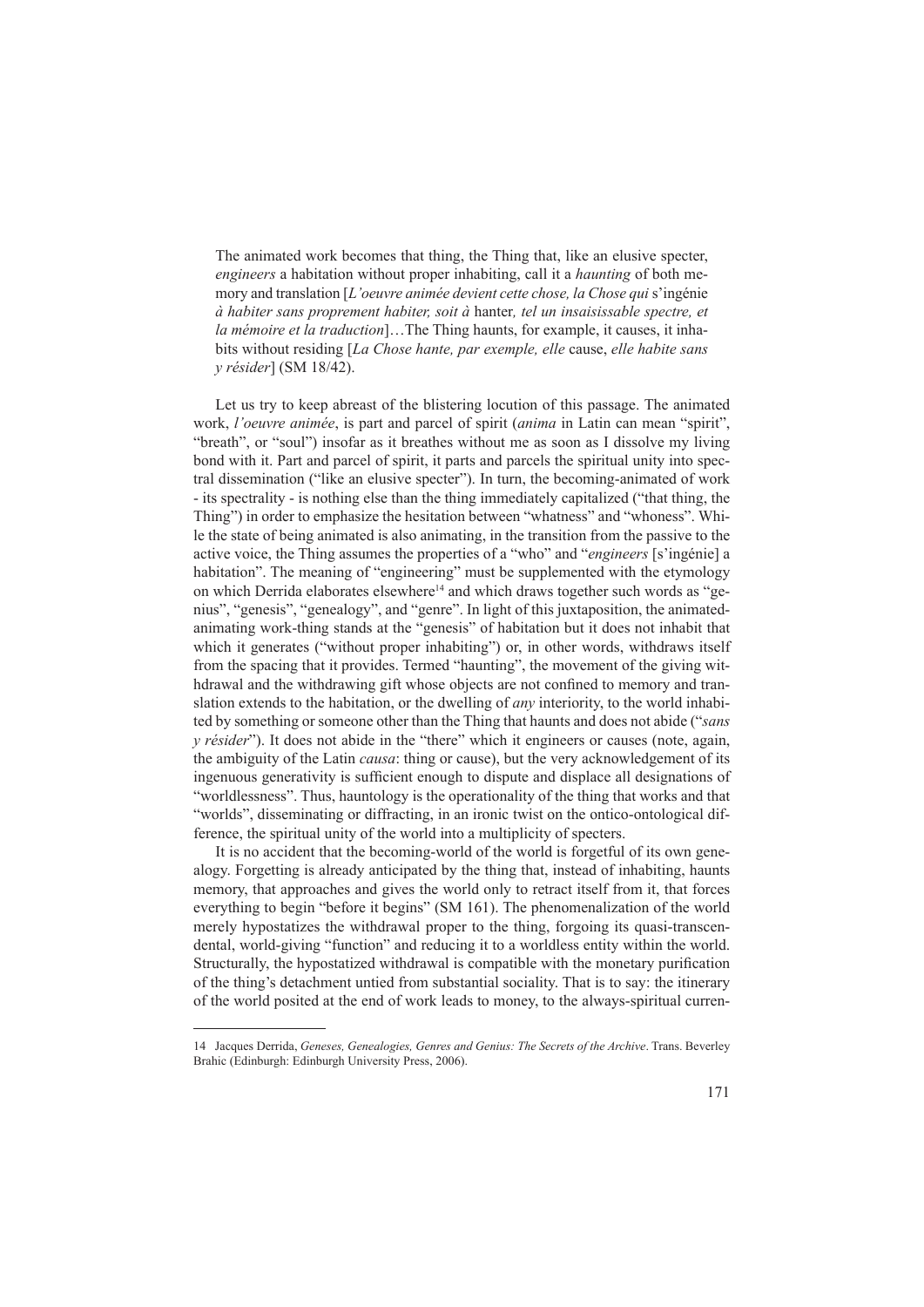> The animated work becomes that thing, the Thing that, like an elusive specter, *engineers* a habitation without proper inhabiting, call it a *haunting* of both memory and translation [*L'oeuvre animée devient cette chose, la Chose qui* s'ingénie *à habiter sans proprement habiter, soit à* hanter*, tel un insaisissable spectre, et la mémoire et la traduction*]…The Thing haunts, for example, it causes, it inhabits without residing [*La Chose hante, par exemple, elle* cause, *elle habite sans y résider*] (SM 18/42).

Let us try to keep abreast of the blistering locution of this passage. The animated work, *l'oeuvre animée*, is part and parcel of spirit (*anima* in Latin can mean "spirit", "breath", or "soul") insofar as it breathes without me as soon as I dissolve my living bond with it. Part and parcel of spirit, it parts and parcels the spiritual unity into spectral dissemination ("like an elusive specter"). In turn, the becoming-animated of work - its spectrality - is nothing else than the thing immediately capitalized ("that thing, the Thing") in order to emphasize the hesitation between "whatness" and "whoness". While the state of being animated is also animating, in the transition from the passive to the active voice, the Thing assumes the properties of a "who" and "*engineers* [s'ingénie] a habitation". The meaning of "engineering" must be supplemented with the etymology on which Derrida elaborates elsewhere[14] and which draws together such words as "genius", "genesis", "genealogy", and "genre". In light of this juxtaposition, the animated-animating work-thing stands at the "genesis" of habitation but it does not inhabit that which it generates ("without proper inhabiting") or, in other words, withdraws itself from the spacing that it provides. Termed "haunting", the movement of the giving withdrawal and the withdrawing gift whose objects are not confined to memory and translation extends to the habitation, or the dwelling of *any* interiority, to the world inhabited by something or someone other than the Thing that haunts and does not abide ("*sans y résider*"). It does not abide in the "there" which it engineers or causes (note, again, the ambiguity of the Latin *causa*: thing or cause), but the very acknowledgement of its ingenuous generativity is sufficient enough to dispute and displace all designations of "worldlessness". Thus, hauntology is the operationality of the thing that works and that "worlds", disseminating or diffracting, in an ironic twist on the ontico-ontological difference, the spiritual unity of the world into a multiplicity of specters.

It is no accident that the becoming-world of the world is forgetful of its own genealogy. Forgetting is already anticipated by the thing that, instead of inhabiting, haunts memory, that approaches and gives the world only to retract itself from it, that forces everything to begin "before it begins" (SM 161). The phenomenalization of the world merely hypostatizes the withdrawal proper to the thing, forgoing its quasi-transcendental, world-giving "function" and reducing it to a worldless entity within the world. Structurally, the hypostatized withdrawal is compatible with the monetary purification of the thing's detachment untied from substantial sociality. That is to say: the itinerary of the world posited at the end of work leads to money, to the always-spiritual curren-

---

14 Jacques Derrida, *Geneses, Genealogies, Genres and Genius: The Secrets of the Archive*. Trans. Beverley Brahic (Edinburgh: Edinburgh University Press, 2006).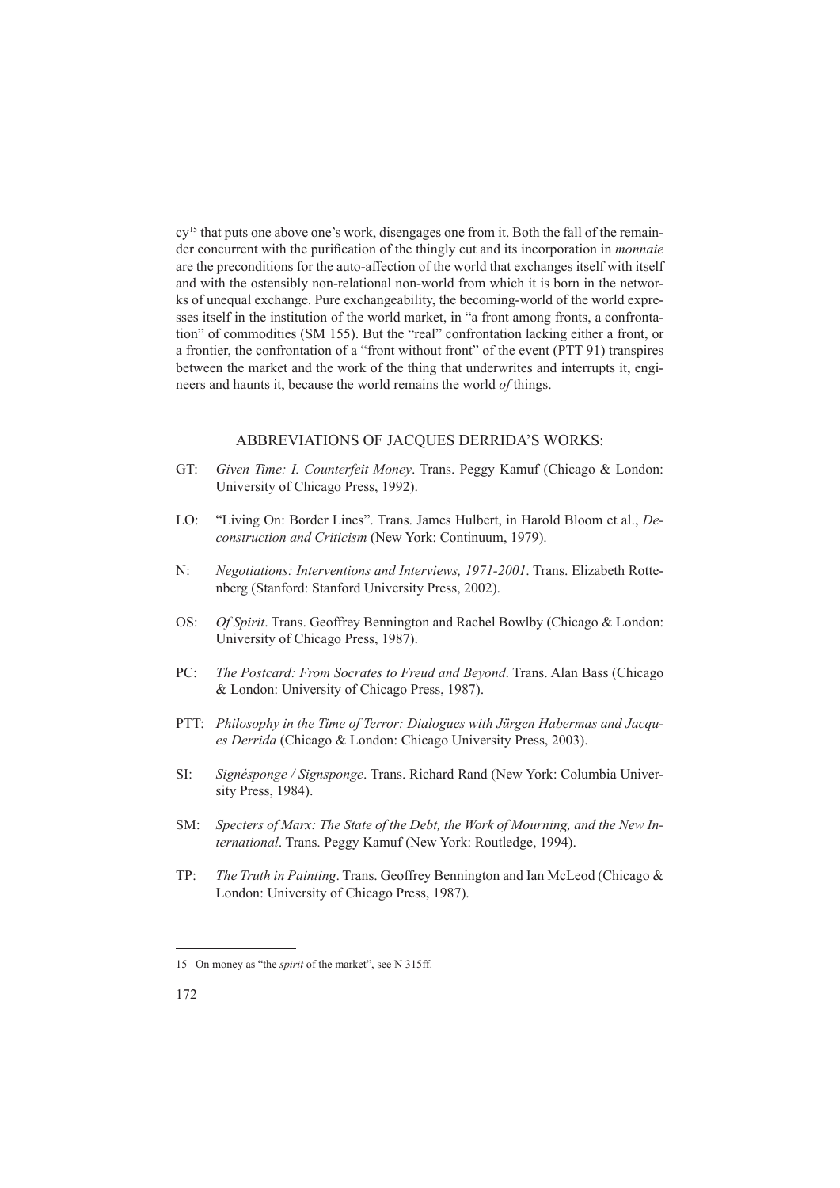cy[15] that puts one above one's work, disengages one from it. Both the fall of the remainder concurrent with the purification of the thingly cut and its incorporation in *monnaie* are the preconditions for the auto-affection of the world that exchanges itself with itself and with the ostensibly non-relational non-world from which it is born in the networks of unequal exchange. Pure exchangeability, the becoming-world of the world expresses itself in the institution of the world market, in "a front among fronts, a confrontation" of commodities (SM 155). But the "real" confrontation lacking either a front, or a frontier, the confrontation of a "front without front" of the event (PTT 91) transpires between the market and the work of the thing that underwrites and interrupts it, engineers and haunts it, because the world remains the world *of* things.

## ABBREVIATIONS OF JACQUES DERRIDA'S WORKS:

GT: *Given Time: I. Counterfeit Money*. Trans. Peggy Kamuf (Chicago & London: University of Chicago Press, 1992).

LO: "Living On: Border Lines". Trans. James Hulbert, in Harold Bloom et al., *Deconstruction and Criticism* (New York: Continuum, 1979).

N: *Negotiations: Interventions and Interviews, 1971-2001*. Trans. Elizabeth Rottenberg (Stanford: Stanford University Press, 2002).

OS: *Of Spirit*. Trans. Geoffrey Bennington and Rachel Bowlby (Chicago & London: University of Chicago Press, 1987).

PC: *The Postcard: From Socrates to Freud and Beyond*. Trans. Alan Bass (Chicago & London: University of Chicago Press, 1987).

PTT: *Philosophy in the Time of Terror: Dialogues with Jürgen Habermas and Jacques Derrida* (Chicago & London: Chicago University Press, 2003).

SI: *Signésponge / Signsponge*. Trans. Richard Rand (New York: Columbia University Press, 1984).

SM: *Specters of Marx: The State of the Debt, the Work of Mourning, and the New International*. Trans. Peggy Kamuf (New York: Routledge, 1994).

TP: *The Truth in Painting*. Trans. Geoffrey Bennington and Ian McLeod (Chicago & London: University of Chicago Press, 1987).

---

15 On money as "the *spirit* of the market", see N 315ff.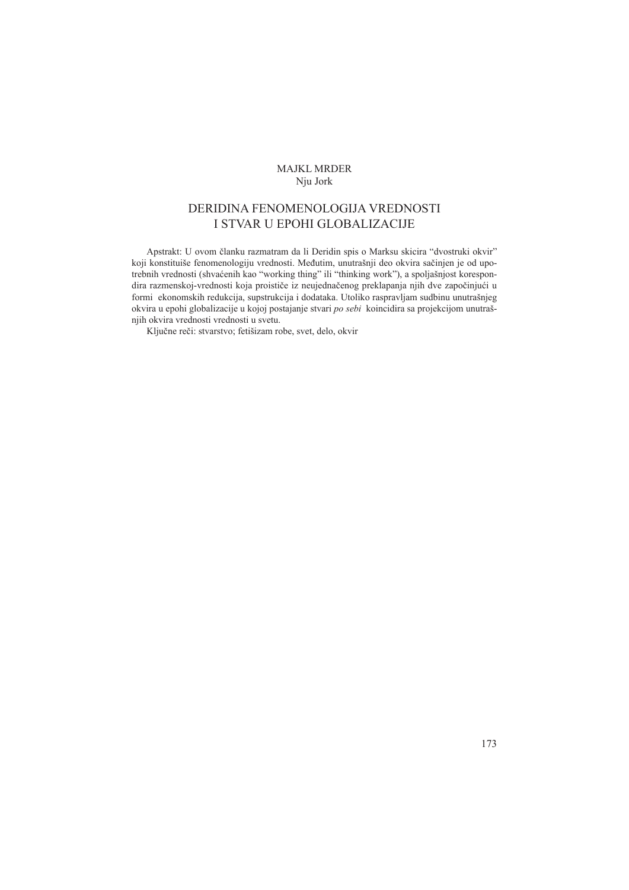MAJKL MRDER
Nju Jork

# DERIDINA FENOMENOLOGIJA VREDNOSTI I STVAR U EPOHI GLOBALIZACIJE

Apstrakt: U ovom članku razmatram da li Deridin spis o Marksu skicira "dvostruki okvir" koji konstituiše fenomenologiju vrednosti. Međutim, unutrašnji deo okvira sačinjen je od upotrebnih vrednosti (shvaćenih kao "working thing" ili "thinking work"), a spoljašnjost korespondira razmenskoj-vrednosti koja proističe iz neujednačenog preklapanja njih dve započinjući u formi ekonomskih redukcija, supstrukcija i dodataka. Utoliko raspravljam sudbinu unutrašnjeg okvira u epohi globalizacije u kojoj postajanje stvari *po sebi* koincidira sa projekcijom unutrašnjih okvira vrednosti vrednosti u svetu.

Ključne reči: stvarstvo; fetišizam robe, svet, delo, okvir